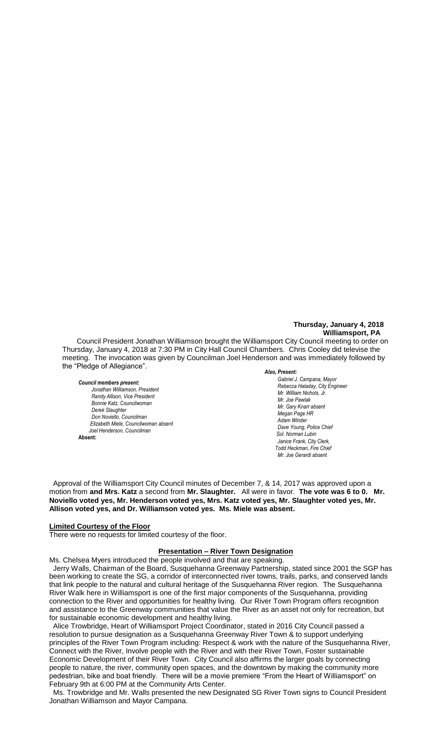**Thursday, January 4, 2018**
**Williamsport, PA**

Council President Jonathan Williamson brought the Williamsport City Council meeting to order on Thursday, January 4, 2018 at 7:30 PM in City Hall Council Chambers. Chris Cooley did televise the meeting. The invocation was given by Councilman Joel Henderson and was immediately followed by the "Pledge of Allegiance".

***Council members present:***
*Jonathan Williamson, President*
*Randy Allison, Vice President*
*Bonnie Katz, Councilwoman*
*Derek Slaughter*
*Don Noviello, Councilman*
*Elizabeth Miele, Councilwoman absent*
*Joel Henderson, Councilman*
**Absent:**

***Also, Present:***
*Gabriel J. Campana, Mayor*
*Rebecca Haladay, City Engineer*
*Mr. William Nichols, Jr.*
*Mr. Joe Pawlak*
*Mr. Gary Knarr absent*
*Megan Page HR*
*Adam Winder*
*Dave Young, Police Chief*
*Sol. Norman Lubin*
*Janice Frank, City Clerk,*
*Todd Heckman, Fire Chief*
*Mr. Joe Gerardi absent*

Approval of the Williamsport City Council minutes of December 7, & 14, 2017 was approved upon a motion from **and Mrs. Katz** a second from **Mr. Slaughter.** All were in favor. **The vote was 6 to 0. Mr. Noviello voted yes, Mr. Henderson voted yes, Mrs. Katz voted yes, Mr. Slaughter voted yes, Mr. Allison voted yes, and Dr. Williamson voted yes. Ms. Miele was absent.**

**Limited Courtesy of the Floor**

There were no requests for limited courtesy of the floor.

**Presentation – River Town Designation**

Ms. Chelsea Myers introduced the people involved and that are speaking.

Jerry Walls, Chairman of the Board, Susquehanna Greenway Partnership, stated since 2001 the SGP has been working to create the SG, a corridor of interconnected river towns, trails, parks, and conserved lands that link people to the natural and cultural heritage of the Susquehanna River region. The Susquehanna River Walk here in Williamsport is one of the first major components of the Susquehanna, providing connection to the River and opportunities for healthy living. Our River Town Program offers recognition and assistance to the Greenway communities that value the River as an asset not only for recreation, but for sustainable economic development and healthy living.

Alice Trowbridge, Heart of Williamsport Project Coordinator, stated in 2016 City Council passed a resolution to pursue designation as a Susquehanna Greenway River Town & to support underlying principles of the River Town Program including: Respect & work with the nature of the Susquehanna River, Connect with the River, Involve people with the River and with their River Town, Foster sustainable Economic Development of their River Town. City Council also affirms the larger goals by connecting people to nature, the river, community open spaces, and the downtown by making the community more pedestrian, bike and boat friendly. There will be a movie premiere "From the Heart of Williamsport" on February 9th at 6:00 PM at the Community Arts Center.

Ms. Trowbridge and Mr. Walls presented the new Designated SG River Town signs to Council President Jonathan Williamson and Mayor Campana.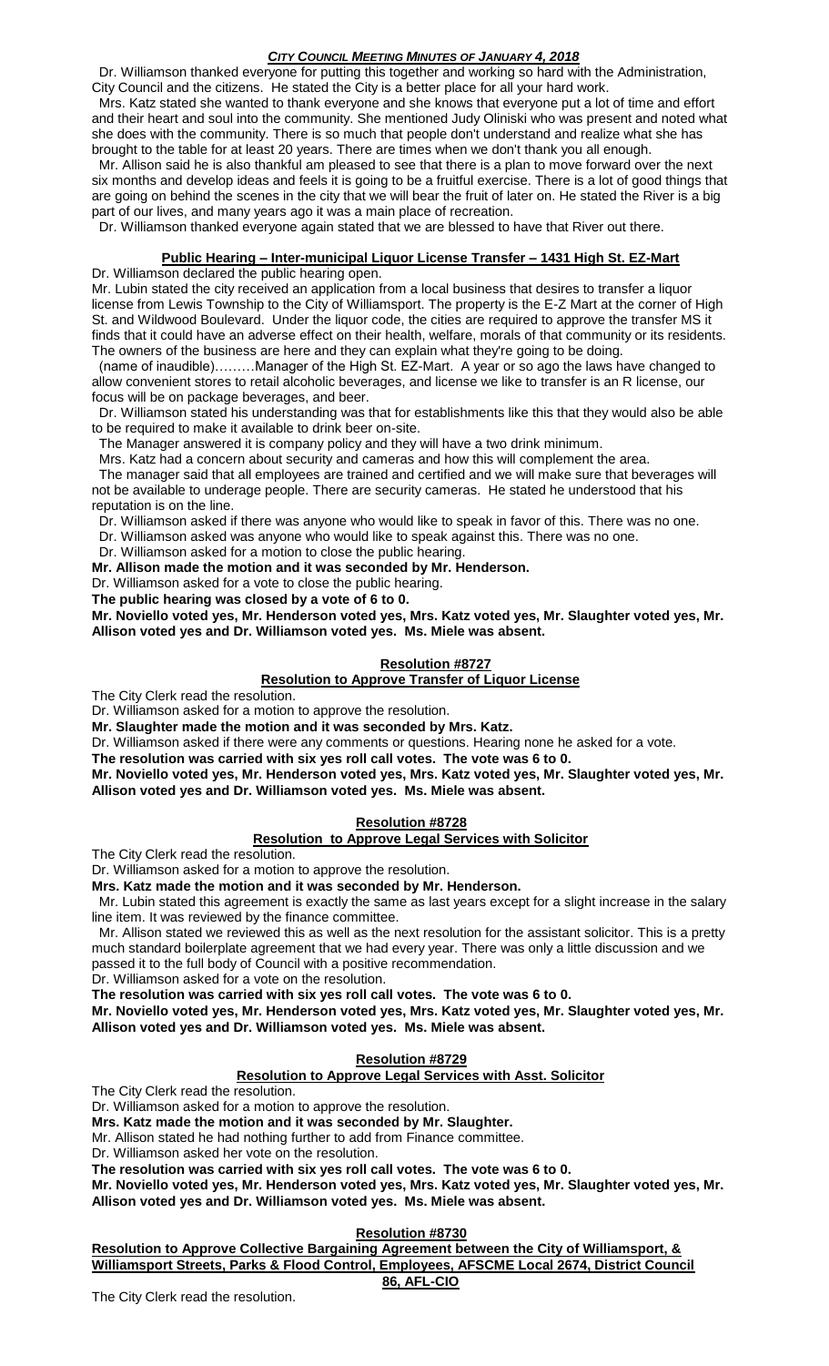Dr. Williamson thanked everyone for putting this together and working so hard with the Administration, City Council and the citizens. He stated the City is a better place for all your hard work.

Mrs. Katz stated she wanted to thank everyone and she knows that everyone put a lot of time and effort and their heart and soul into the community. She mentioned Judy Oliniski who was present and noted what she does with the community. There is so much that people don't understand and realize what she has brought to the table for at least 20 years. There are times when we don't thank you all enough.

Mr. Allison said he is also thankful am pleased to see that there is a plan to move forward over the next six months and develop ideas and feels it is going to be a fruitful exercise. There is a lot of good things that are going on behind the scenes in the city that we will bear the fruit of later on. He stated the River is a big part of our lives, and many years ago it was a main place of recreation.

Dr. Williamson thanked everyone again stated that we are blessed to have that River out there.

**Public Hearing – Inter-municipal Liquor License Transfer – 1431 High St. EZ-Mart**

Dr. Williamson declared the public hearing open.

Mr. Lubin stated the city received an application from a local business that desires to transfer a liquor license from Lewis Township to the City of Williamsport. The property is the E-Z Mart at the corner of High St. and Wildwood Boulevard. Under the liquor code, the cities are required to approve the transfer MS it finds that it could have an adverse effect on their health, welfare, morals of that community or its residents. The owners of the business are here and they can explain what they're going to be doing.

(name of inaudible)………Manager of the High St. EZ-Mart. A year or so ago the laws have changed to allow convenient stores to retail alcoholic beverages, and license we like to transfer is an R license, our focus will be on package beverages, and beer.

Dr. Williamson stated his understanding was that for establishments like this that they would also be able to be required to make it available to drink beer on-site.

The Manager answered it is company policy and they will have a two drink minimum.

Mrs. Katz had a concern about security and cameras and how this will complement the area.

The manager said that all employees are trained and certified and we will make sure that beverages will not be available to underage people. There are security cameras. He stated he understood that his reputation is on the line.

Dr. Williamson asked if there was anyone who would like to speak in favor of this. There was no one.

Dr. Williamson asked was anyone who would like to speak against this. There was no one.

Dr. Williamson asked for a motion to close the public hearing.

**Mr. Allison made the motion and it was seconded by Mr. Henderson.**

Dr. Williamson asked for a vote to close the public hearing.

**The public hearing was closed by a vote of 6 to 0.**

**Mr. Noviello voted yes, Mr. Henderson voted yes, Mrs. Katz voted yes, Mr. Slaughter voted yes, Mr. Allison voted yes and Dr. Williamson voted yes. Ms. Miele was absent.**

**Resolution #8727**

**Resolution to Approve Transfer of Liquor License**

The City Clerk read the resolution.

Dr. Williamson asked for a motion to approve the resolution.

**Mr. Slaughter made the motion and it was seconded by Mrs. Katz.**

Dr. Williamson asked if there were any comments or questions. Hearing none he asked for a vote.

**The resolution was carried with six yes roll call votes. The vote was 6 to 0.**

**Mr. Noviello voted yes, Mr. Henderson voted yes, Mrs. Katz voted yes, Mr. Slaughter voted yes, Mr. Allison voted yes and Dr. Williamson voted yes. Ms. Miele was absent.**

**Resolution #8728**

**Resolution to Approve Legal Services with Solicitor**

The City Clerk read the resolution.

Dr. Williamson asked for a motion to approve the resolution.

**Mrs. Katz made the motion and it was seconded by Mr. Henderson.**

Mr. Lubin stated this agreement is exactly the same as last years except for a slight increase in the salary line item. It was reviewed by the finance committee.

Mr. Allison stated we reviewed this as well as the next resolution for the assistant solicitor. This is a pretty much standard boilerplate agreement that we had every year. There was only a little discussion and we passed it to the full body of Council with a positive recommendation.

Dr. Williamson asked for a vote on the resolution.

**The resolution was carried with six yes roll call votes. The vote was 6 to 0.**

**Mr. Noviello voted yes, Mr. Henderson voted yes, Mrs. Katz voted yes, Mr. Slaughter voted yes, Mr. Allison voted yes and Dr. Williamson voted yes. Ms. Miele was absent.**

**Resolution #8729**

**Resolution to Approve Legal Services with Asst. Solicitor**

The City Clerk read the resolution.

Dr. Williamson asked for a motion to approve the resolution.

**Mrs. Katz made the motion and it was seconded by Mr. Slaughter.**

Mr. Allison stated he had nothing further to add from Finance committee.

Dr. Williamson asked her vote on the resolution.

**The resolution was carried with six yes roll call votes. The vote was 6 to 0.**

**Mr. Noviello voted yes, Mr. Henderson voted yes, Mrs. Katz voted yes, Mr. Slaughter voted yes, Mr. Allison voted yes and Dr. Williamson voted yes. Ms. Miele was absent.**

**Resolution #8730**

**Resolution to Approve Collective Bargaining Agreement between the City of Williamsport, & Williamsport Streets, Parks & Flood Control, Employees, AFSCME Local 2674, District Council 86, AFL-CIO**

The City Clerk read the resolution.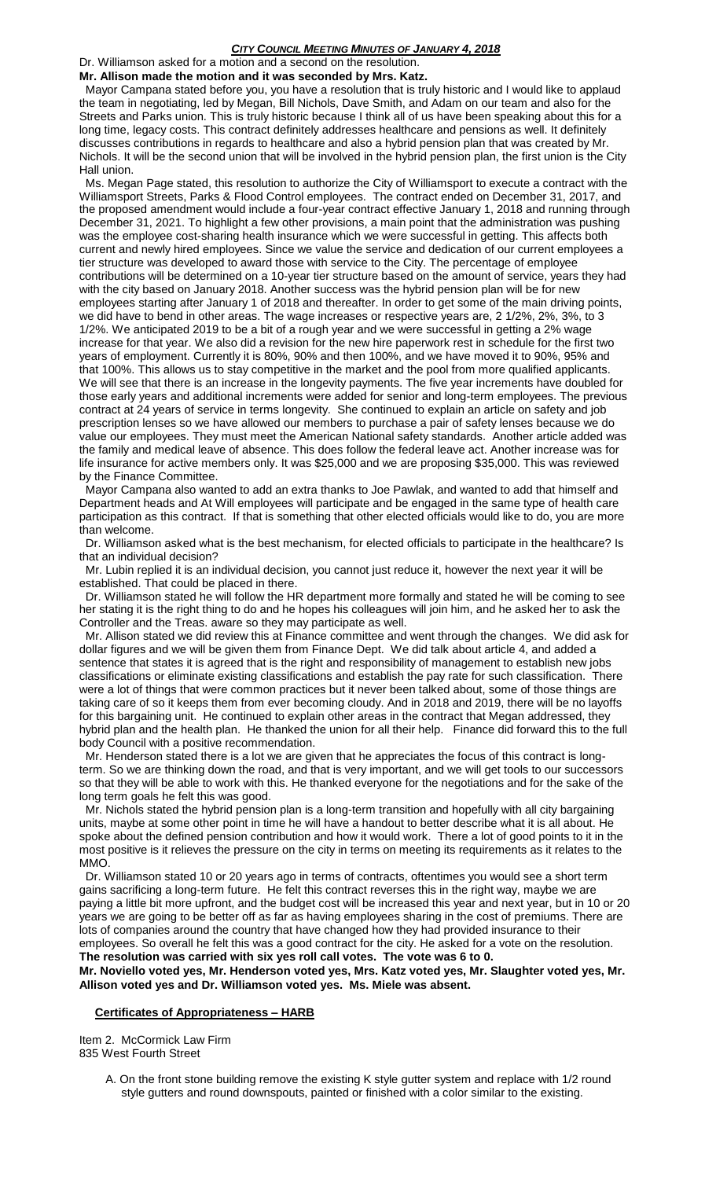Dr. Williamson asked for a motion and a second on the resolution.

**Mr. Allison made the motion and it was seconded by Mrs. Katz.**

Mayor Campana stated before you, you have a resolution that is truly historic and I would like to applaud the team in negotiating, led by Megan, Bill Nichols, Dave Smith, and Adam on our team and also for the Streets and Parks union. This is truly historic because I think all of us have been speaking about this for a long time, legacy costs. This contract definitely addresses healthcare and pensions as well. It definitely discusses contributions in regards to healthcare and also a hybrid pension plan that was created by Mr. Nichols. It will be the second union that will be involved in the hybrid pension plan, the first union is the City Hall union.

Ms. Megan Page stated, this resolution to authorize the City of Williamsport to execute a contract with the Williamsport Streets, Parks & Flood Control employees. The contract ended on December 31, 2017, and the proposed amendment would include a four-year contract effective January 1, 2018 and running through December 31, 2021. To highlight a few other provisions, a main point that the administration was pushing was the employee cost-sharing health insurance which we were successful in getting. This affects both current and newly hired employees. Since we value the service and dedication of our current employees a tier structure was developed to award those with service to the City. The percentage of employee contributions will be determined on a 10-year tier structure based on the amount of service, years they had with the city based on January 2018. Another success was the hybrid pension plan will be for new employees starting after January 1 of 2018 and thereafter. In order to get some of the main driving points, we did have to bend in other areas. The wage increases or respective years are, 2 1/2%, 2%, 3%, to 3 1/2%. We anticipated 2019 to be a bit of a rough year and we were successful in getting a 2% wage increase for that year. We also did a revision for the new hire paperwork rest in schedule for the first two years of employment. Currently it is 80%, 90% and then 100%, and we have moved it to 90%, 95% and that 100%. This allows us to stay competitive in the market and the pool from more qualified applicants. We will see that there is an increase in the longevity payments. The five year increments have doubled for those early years and additional increments were added for senior and long-term employees. The previous contract at 24 years of service in terms longevity. She continued to explain an article on safety and job prescription lenses so we have allowed our members to purchase a pair of safety lenses because we do value our employees. They must meet the American National safety standards. Another article added was the family and medical leave of absence. This does follow the federal leave act. Another increase was for life insurance for active members only. It was $25,000 and we are proposing $35,000. This was reviewed by the Finance Committee.

Mayor Campana also wanted to add an extra thanks to Joe Pawlak, and wanted to add that himself and Department heads and At Will employees will participate and be engaged in the same type of health care participation as this contract. If that is something that other elected officials would like to do, you are more than welcome.

Dr. Williamson asked what is the best mechanism, for elected officials to participate in the healthcare? Is that an individual decision?

Mr. Lubin replied it is an individual decision, you cannot just reduce it, however the next year it will be established. That could be placed in there.

Dr. Williamson stated he will follow the HR department more formally and stated he will be coming to see her stating it is the right thing to do and he hopes his colleagues will join him, and he asked her to ask the Controller and the Treas. aware so they may participate as well.

Mr. Allison stated we did review this at Finance committee and went through the changes. We did ask for dollar figures and we will be given them from Finance Dept. We did talk about article 4, and added a sentence that states it is agreed that is the right and responsibility of management to establish new jobs classifications or eliminate existing classifications and establish the pay rate for such classification. There were a lot of things that were common practices but it never been talked about, some of those things are taking care of so it keeps them from ever becoming cloudy. And in 2018 and 2019, there will be no layoffs for this bargaining unit. He continued to explain other areas in the contract that Megan addressed, they hybrid plan and the health plan. He thanked the union for all their help. Finance did forward this to the full body Council with a positive recommendation.

Mr. Henderson stated there is a lot we are given that he appreciates the focus of this contract is long-term. So we are thinking down the road, and that is very important, and we will get tools to our successors so that they will be able to work with this. He thanked everyone for the negotiations and for the sake of the long term goals he felt this was good.

Mr. Nichols stated the hybrid pension plan is a long-term transition and hopefully with all city bargaining units, maybe at some other point in time he will have a handout to better describe what it is all about. He spoke about the defined pension contribution and how it would work. There a lot of good points to it in the most positive is it relieves the pressure on the city in terms on meeting its requirements as it relates to the MMO.

Dr. Williamson stated 10 or 20 years ago in terms of contracts, oftentimes you would see a short term gains sacrificing a long-term future. He felt this contract reverses this in the right way, maybe we are paying a little bit more upfront, and the budget cost will be increased this year and next year, but in 10 or 20 years we are going to be better off as far as having employees sharing in the cost of premiums. There are lots of companies around the country that have changed how they had provided insurance to their employees. So overall he felt this was a good contract for the city. He asked for a vote on the resolution.

**The resolution was carried with six yes roll call votes. The vote was 6 to 0.**

**Mr. Noviello voted yes, Mr. Henderson voted yes, Mrs. Katz voted yes, Mr. Slaughter voted yes, Mr. Allison voted yes and Dr. Williamson voted yes. Ms. Miele was absent.**

## Certificates of Appropriateness – HARB

Item 2. McCormick Law Firm
835 West Fourth Street

A. On the front stone building remove the existing K style gutter system and replace with 1/2 round style gutters and round downspouts, painted or finished with a color similar to the existing.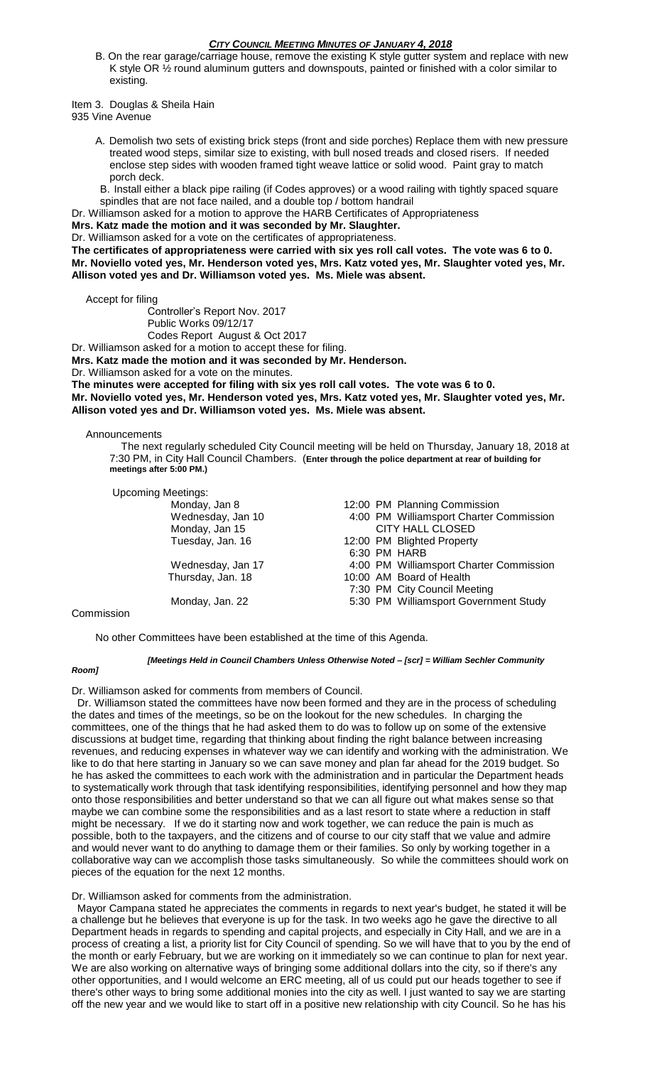B. On the rear garage/carriage house, remove the existing K style gutter system and replace with new K style OR ½ round aluminum gutters and downspouts, painted or finished with a color similar to existing.

Item 3. Douglas & Sheila Hain
935 Vine Avenue

A. Demolish two sets of existing brick steps (front and side porches) Replace them with new pressure treated wood steps, similar size to existing, with bull nosed treads and closed risers. If needed enclose step sides with wooden framed tight weave lattice or solid wood. Paint gray to match porch deck.

B. Install either a black pipe railing (if Codes approves) or a wood railing with tightly spaced square spindles that are not face nailed, and a double top / bottom handrail

Dr. Williamson asked for a motion to approve the HARB Certificates of Appropriateness

**Mrs. Katz made the motion and it was seconded by Mr. Slaughter.**

Dr. Williamson asked for a vote on the certificates of appropriateness.

**The certificates of appropriateness were carried with six yes roll call votes. The vote was 6 to 0. Mr. Noviello voted yes, Mr. Henderson voted yes, Mrs. Katz voted yes, Mr. Slaughter voted yes, Mr. Allison voted yes and Dr. Williamson voted yes. Ms. Miele was absent.**

Accept for filing

Controller's Report Nov. 2017
Public Works 09/12/17
Codes Report August & Oct 2017

Dr. Williamson asked for a motion to accept these for filing.

**Mrs. Katz made the motion and it was seconded by Mr. Henderson.**

Dr. Williamson asked for a vote on the minutes.

**The minutes were accepted for filing with six yes roll call votes. The vote was 6 to 0. Mr. Noviello voted yes, Mr. Henderson voted yes, Mrs. Katz voted yes, Mr. Slaughter voted yes, Mr. Allison voted yes and Dr. Williamson voted yes. Ms. Miele was absent.**

Announcements

The next regularly scheduled City Council meeting will be held on Thursday, January 18, 2018 at 7:30 PM, in City Hall Council Chambers. (**Enter through the police department at rear of building for meetings after 5:00 PM.**)

Upcoming Meetings:

| | |
|---|---|
| Monday, Jan 8 | 12:00 PM Planning Commission |
| Wednesday, Jan 10 | 4:00 PM Williamsport Charter Commission |
| Monday, Jan 15 | CITY HALL CLOSED |
| Tuesday, Jan. 16 | 12:00 PM Blighted Property |
| | 6:30 PM HARB |
| Wednesday, Jan 17 | 4:00 PM Williamsport Charter Commission |
| Thursday, Jan. 18 | 10:00 AM Board of Health |
| | 7:30 PM City Council Meeting |
| Monday, Jan. 22 | 5:30 PM Williamsport Government Study Commission |

No other Committees have been established at the time of this Agenda.

*[Meetings Held in Council Chambers Unless Otherwise Noted – [scr] = William Sechler Community Room]*

Dr. Williamson asked for comments from members of Council.

Dr. Williamson stated the committees have now been formed and they are in the process of scheduling the dates and times of the meetings, so be on the lookout for the new schedules. In charging the committees, one of the things that he had asked them to do was to follow up on some of the extensive discussions at budget time, regarding that thinking about finding the right balance between increasing revenues, and reducing expenses in whatever way we can identify and working with the administration. We like to do that here starting in January so we can save money and plan far ahead for the 2019 budget. So he has asked the committees to each work with the administration and in particular the Department heads to systematically work through that task identifying responsibilities, identifying personnel and how they map onto those responsibilities and better understand so that we can all figure out what makes sense so that maybe we can combine some the responsibilities and as a last resort to state where a reduction in staff might be necessary. If we do it starting now and work together, we can reduce the pain is much as possible, both to the taxpayers, and the citizens and of course to our city staff that we value and admire and would never want to do anything to damage them or their families. So only by working together in a collaborative way can we accomplish those tasks simultaneously. So while the committees should work on pieces of the equation for the next 12 months.

Dr. Williamson asked for comments from the administration.

Mayor Campana stated he appreciates the comments in regards to next year's budget, he stated it will be a challenge but he believes that everyone is up for the task. In two weeks ago he gave the directive to all Department heads in regards to spending and capital projects, and especially in City Hall, and we are in a process of creating a list, a priority list for City Council of spending. So we will have that to you by the end of the month or early February, but we are working on it immediately so we can continue to plan for next year. We are also working on alternative ways of bringing some additional dollars into the city, so if there's any other opportunities, and I would welcome an ERC meeting, all of us could put our heads together to see if there's other ways to bring some additional monies into the city as well. I just wanted to say we are starting off the new year and we would like to start off in a positive new relationship with city Council. So he has his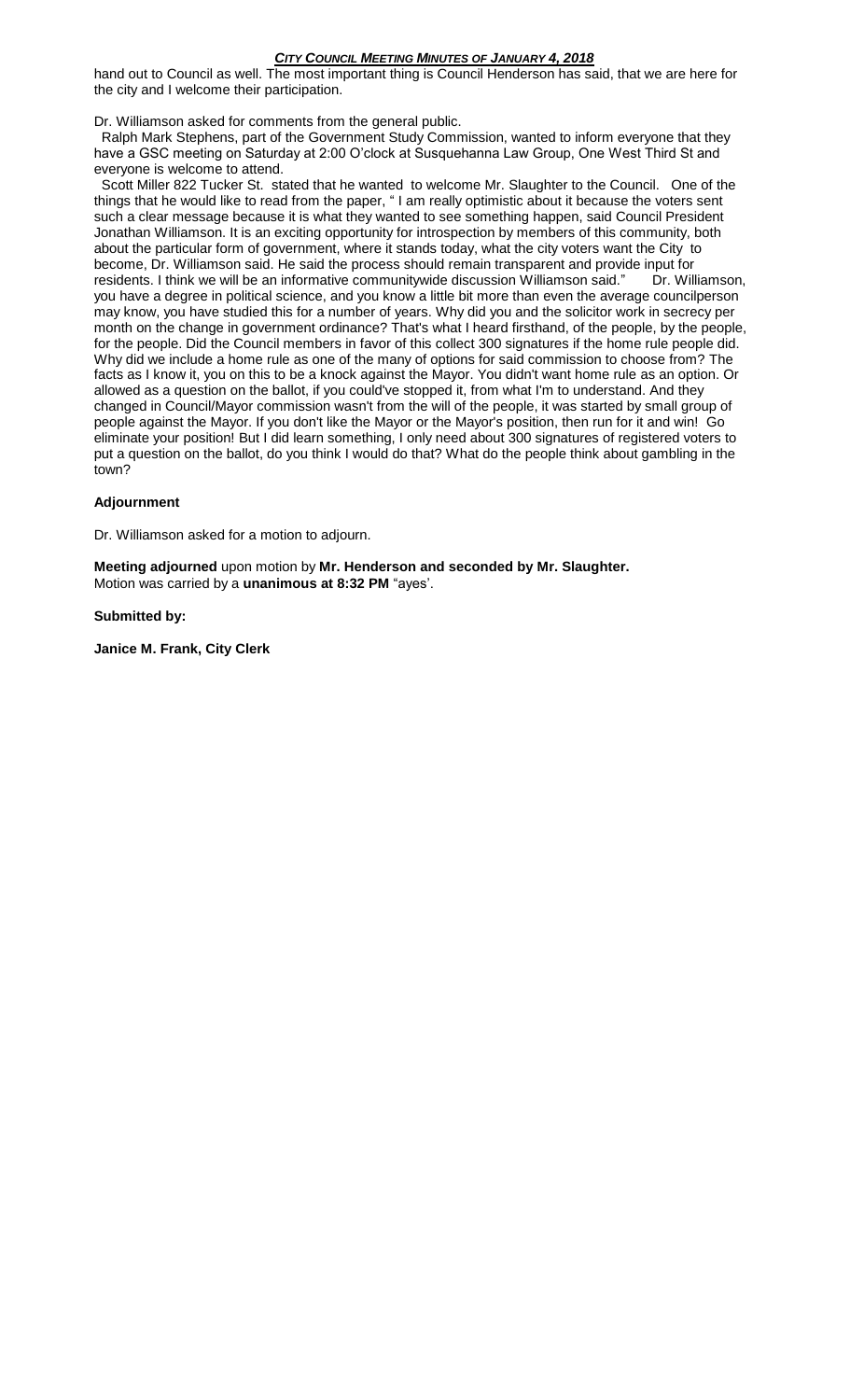hand out to Council as well. The most important thing is Council Henderson has said, that we are here for the city and I welcome their participation.

Dr. Williamson asked for comments from the general public.

Ralph Mark Stephens, part of the Government Study Commission, wanted to inform everyone that they have a GSC meeting on Saturday at 2:00 O'clock at Susquehanna Law Group, One West Third St and everyone is welcome to attend.

Scott Miller 822 Tucker St. stated that he wanted to welcome Mr. Slaughter to the Council. One of the things that he would like to read from the paper, " I am really optimistic about it because the voters sent such a clear message because it is what they wanted to see something happen, said Council President Jonathan Williamson. It is an exciting opportunity for introspection by members of this community, both about the particular form of government, where it stands today, what the city voters want the City to become, Dr. Williamson said. He said the process should remain transparent and provide input for residents. I think we will be an informative communitywide discussion Williamson said." Dr. Williamson, you have a degree in political science, and you know a little bit more than even the average councilperson may know, you have studied this for a number of years. Why did you and the solicitor work in secrecy per month on the change in government ordinance? That's what I heard firsthand, of the people, by the people, for the people. Did the Council members in favor of this collect 300 signatures if the home rule people did. Why did we include a home rule as one of the many of options for said commission to choose from? The facts as I know it, you on this to be a knock against the Mayor. You didn't want home rule as an option. Or allowed as a question on the ballot, if you could've stopped it, from what I'm to understand. And they changed in Council/Mayor commission wasn't from the will of the people, it was started by small group of people against the Mayor. If you don't like the Mayor or the Mayor's position, then run for it and win! Go eliminate your position! But I did learn something, I only need about 300 signatures of registered voters to put a question on the ballot, do you think I would do that? What do the people think about gambling in the town?

**Adjournment**

Dr. Williamson asked for a motion to adjourn.

**Meeting adjourned** upon motion by **Mr. Henderson and seconded by Mr. Slaughter.**
Motion was carried by a **unanimous at 8:32 PM** "ayes'.

**Submitted by:**

**Janice M. Frank, City Clerk**